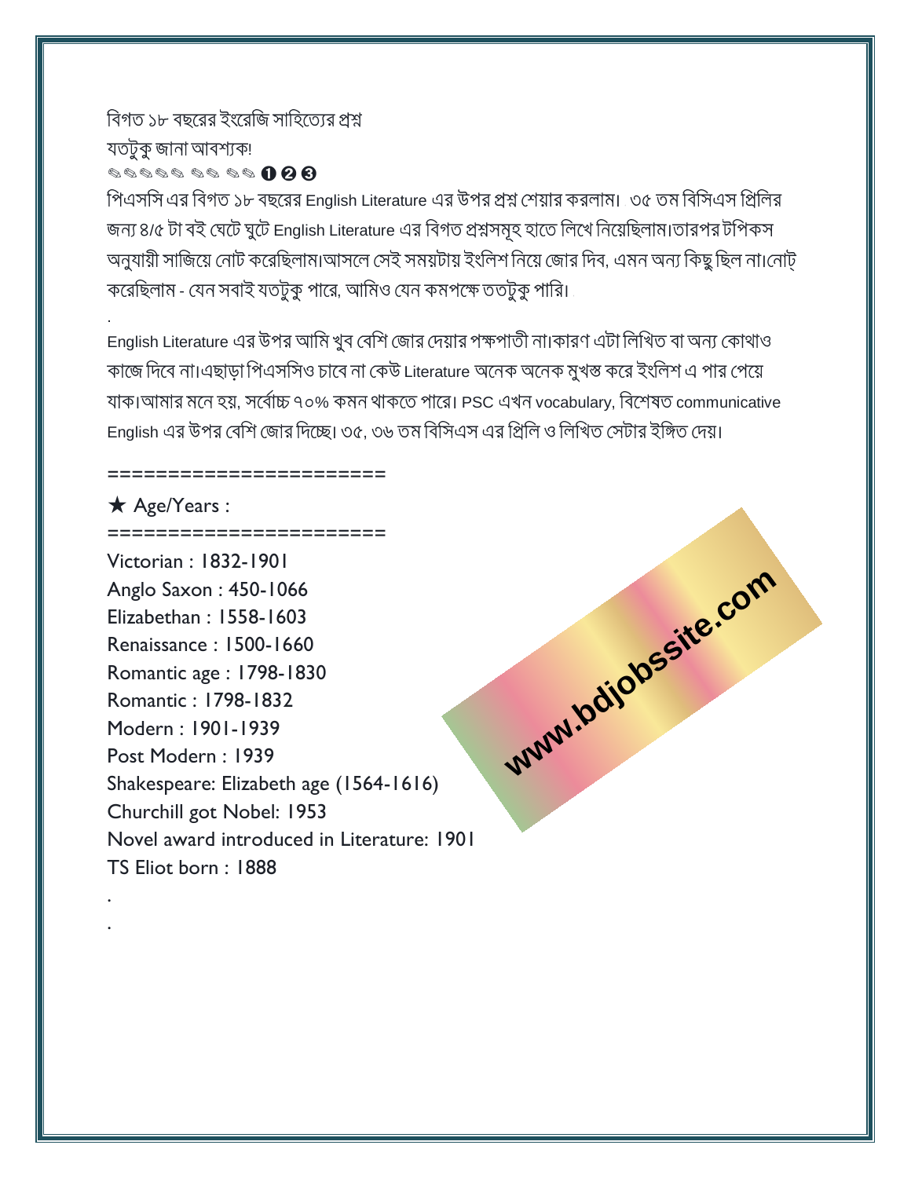বিগত ১৮ বছরের ইংরেজি সাহিত্যের প্রশ্ন

যতটুকু জানা আবশ্যক!

✎✎✎✎✎ ✎✎ ✎✎ ❶❷❸

পিএসসি এর বিগত ১৮ বছরের English Literature এর উপর প্রশ্ন শেয়ার করলাম। ৩৫ তম বিসিএস প্রিলির জন্য ৪/৫ টা বই ঘেটে ঘুটে English Literature এর বিগত প্রশ্নসমূহ হাতে লিখে নিয়েছিলাম।তারপর টপিকস অনুযায়ী সাজিয়ে নোট করেছিলাম।আসলে সেই সময়টায় ইংলিশ নিয়ে জোর দিব, এমন অন্য কিছু ছিল না।নোট্ করেছিলাম - যেন সবাই যতটুকু পারে, আমিও যেন কমপক্ষে ততটুকু পারি।

.

English Literature এর উপর আমি খুব বেশি জোর দেয়ার পক্ষপাতী না।কারণ এটা লিখিত বা অন্য কোথাও কাজে দিবে না।এছাড়া পিএসসিও চাবে না কেউ Literature অনেক অনেক মুখস্ত করে ইংলিশ এ পার পেয়ে যাক।আমার মনে হয়, সর্বোচ্চ ৭০% কমন থাকতে পারে। PSC এখন vocabulary, বিশেষত communicative English এর উপর বেশি জোর দিচ্ছে। ৩৫, ৩৬ তম বিসিএস এর প্রিলি ও লিখিত সেটার ইঙ্গিত দেয়।

=======================

★ Age/Years :

=======================

Victorian : 1832-1901
Anglo Saxon : 450-1066
Elizabethan : 1558-1603
Renaissance : 1500-1660
Romantic age : 1798-1830
Romantic : 1798-1832
Modern : 1901-1939
Post Modern : 1939
Shakespeare: Elizabeth age (1564-1616)
Churchill got Nobel: 1953
Novel award introduced in Literature: 1901
TS Eliot born : 1888

.

.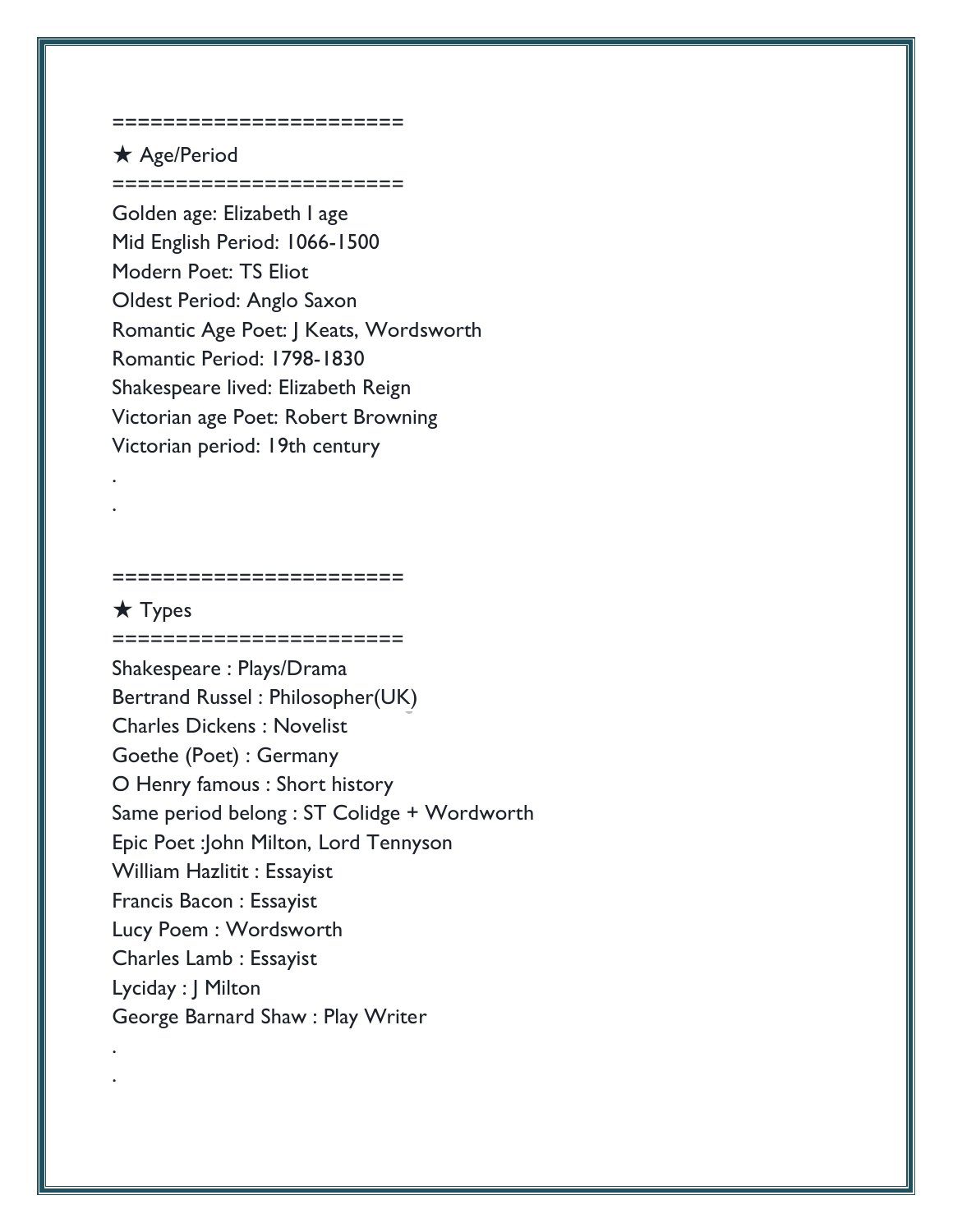=======================

★ Age/Period

=======================

Golden age: Elizabeth I age
Mid English Period: 1066-1500
Modern Poet: TS Eliot
Oldest Period: Anglo Saxon
Romantic Age Poet: J Keats, Wordsworth
Romantic Period: 1798-1830
Shakespeare lived: Elizabeth Reign
Victorian age Poet: Robert Browning
Victorian period: 19th century

.

.

=======================

★ Types

=======================

Shakespeare : Plays/Drama
Bertrand Russel : Philosopher(UK)
Charles Dickens : Novelist
Goethe (Poet) : Germany
O Henry famous : Short history
Same period belong : ST Colidge + Wordworth
Epic Poet :John Milton, Lord Tennyson
William Hazlitit : Essayist
Francis Bacon : Essayist
Lucy Poem : Wordsworth
Charles Lamb : Essayist
Lyciday : J Milton
George Barnard Shaw : Play Writer

.

.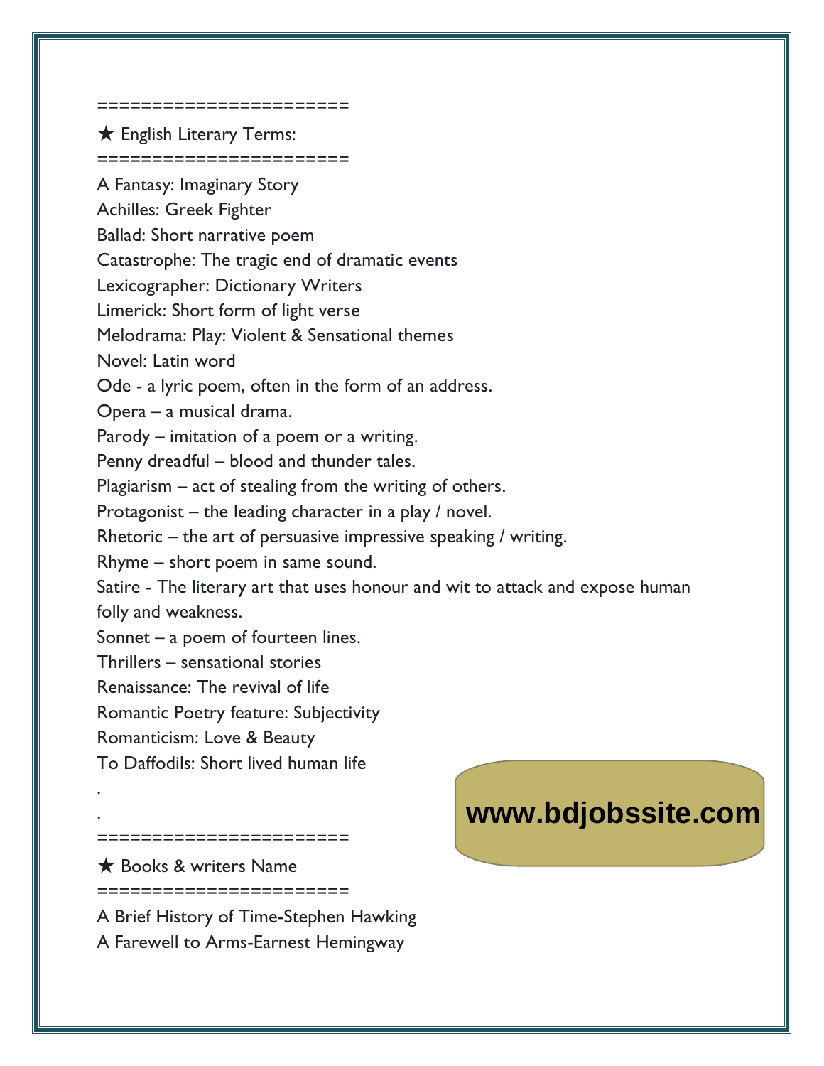=======================

★ English Literary Terms:

=======================

A Fantasy: Imaginary Story
Achilles: Greek Fighter
Ballad: Short narrative poem
Catastrophe: The tragic end of dramatic events
Lexicographer: Dictionary Writers
Limerick: Short form of light verse
Melodrama: Play: Violent & Sensational themes
Novel: Latin word
Ode - a lyric poem, often in the form of an address.
Opera – a musical drama.
Parody – imitation of a poem or a writing.
Penny dreadful – blood and thunder tales.
Plagiarism – act of stealing from the writing of others.
Protagonist – the leading character in a play / novel.
Rhetoric – the art of persuasive impressive speaking / writing.
Rhyme – short poem in same sound.
Satire - The literary art that uses honour and wit to attack and expose human folly and weakness.
Sonnet – a poem of fourteen lines.
Thrillers – sensational stories
Renaissance: The revival of life
Romantic Poetry feature: Subjectivity
Romanticism: Love & Beauty
To Daffodils: Short lived human life

.

.

=======================

★ Books & writers Name

=======================

A Brief History of Time-Stephen Hawking
A Farewell to Arms-Earnest Hemingway

www.bdjobssite.com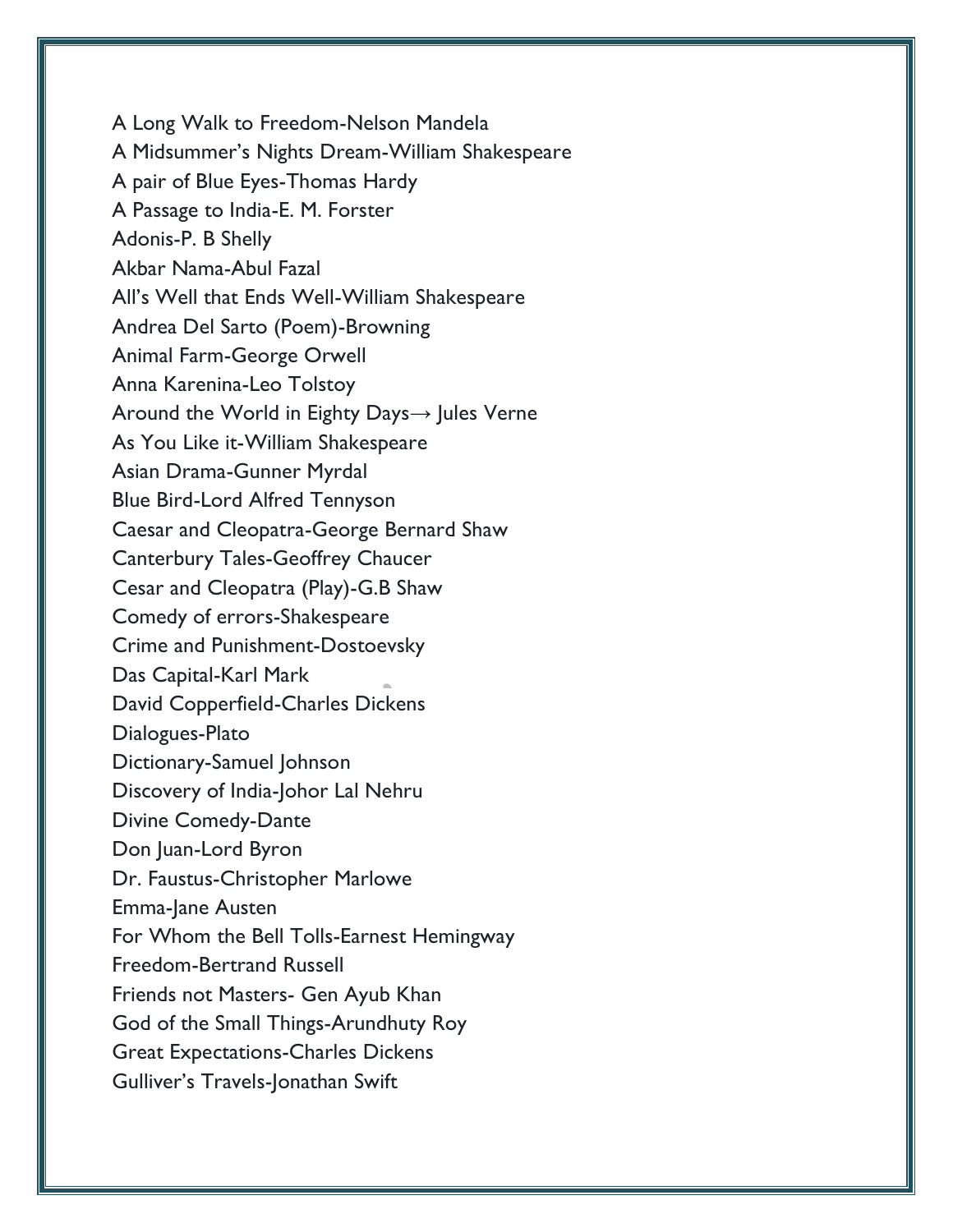A Long Walk to Freedom-Nelson Mandela
A Midsummer's Nights Dream-William Shakespeare
A pair of Blue Eyes-Thomas Hardy
A Passage to India-E. M. Forster
Adonis-P. B Shelly
Akbar Nama-Abul Fazal
All's Well that Ends Well-William Shakespeare
Andrea Del Sarto (Poem)-Browning
Animal Farm-George Orwell
Anna Karenina-Leo Tolstoy
Around the World in Eighty Days→ Jules Verne
As You Like it-William Shakespeare
Asian Drama-Gunner Myrdal
Blue Bird-Lord Alfred Tennyson
Caesar and Cleopatra-George Bernard Shaw
Canterbury Tales-Geoffrey Chaucer
Cesar and Cleopatra (Play)-G.B Shaw
Comedy of errors-Shakespeare
Crime and Punishment-Dostoevsky
Das Capital-Karl Mark
David Copperfield-Charles Dickens
Dialogues-Plato
Dictionary-Samuel Johnson
Discovery of India-Johor Lal Nehru
Divine Comedy-Dante
Don Juan-Lord Byron
Dr. Faustus-Christopher Marlowe
Emma-Jane Austen
For Whom the Bell Tolls-Earnest Hemingway
Freedom-Bertrand Russell
Friends not Masters- Gen Ayub Khan
God of the Small Things-Arundhuty Roy
Great Expectations-Charles Dickens
Gulliver's Travels-Jonathan Swift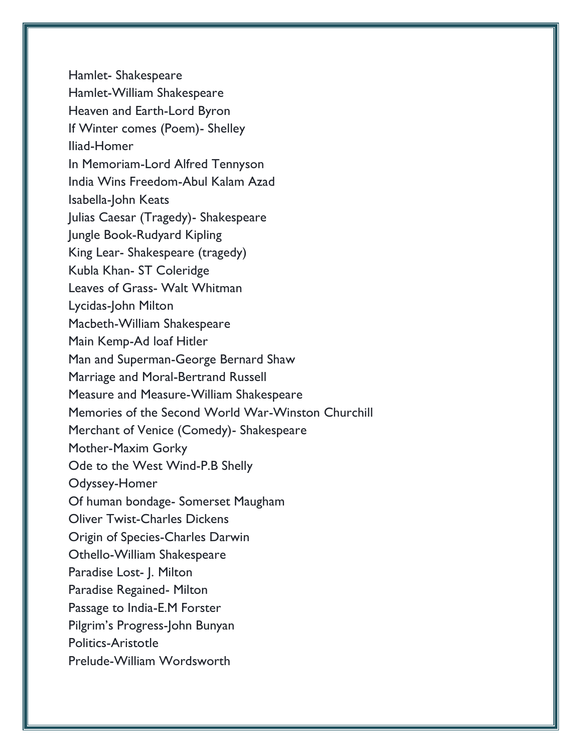Hamlet- Shakespeare
Hamlet-William Shakespeare
Heaven and Earth-Lord Byron
If Winter comes (Poem)- Shelley
Iliad-Homer
In Memoriam-Lord Alfred Tennyson
India Wins Freedom-Abul Kalam Azad
Isabella-John Keats
Julias Caesar (Tragedy)- Shakespeare
Jungle Book-Rudyard Kipling
King Lear- Shakespeare (tragedy)
Kubla Khan- ST Coleridge
Leaves of Grass- Walt Whitman
Lycidas-John Milton
Macbeth-William Shakespeare
Main Kemp-Ad loaf Hitler
Man and Superman-George Bernard Shaw
Marriage and Moral-Bertrand Russell
Measure and Measure-William Shakespeare
Memories of the Second World War-Winston Churchill
Merchant of Venice (Comedy)- Shakespeare
Mother-Maxim Gorky
Ode to the West Wind-P.B Shelly
Odyssey-Homer
Of human bondage- Somerset Maugham
Oliver Twist-Charles Dickens
Origin of Species-Charles Darwin
Othello-William Shakespeare
Paradise Lost- J. Milton
Paradise Regained- Milton
Passage to India-E.M Forster
Pilgrim's Progress-John Bunyan
Politics-Aristotle
Prelude-William Wordsworth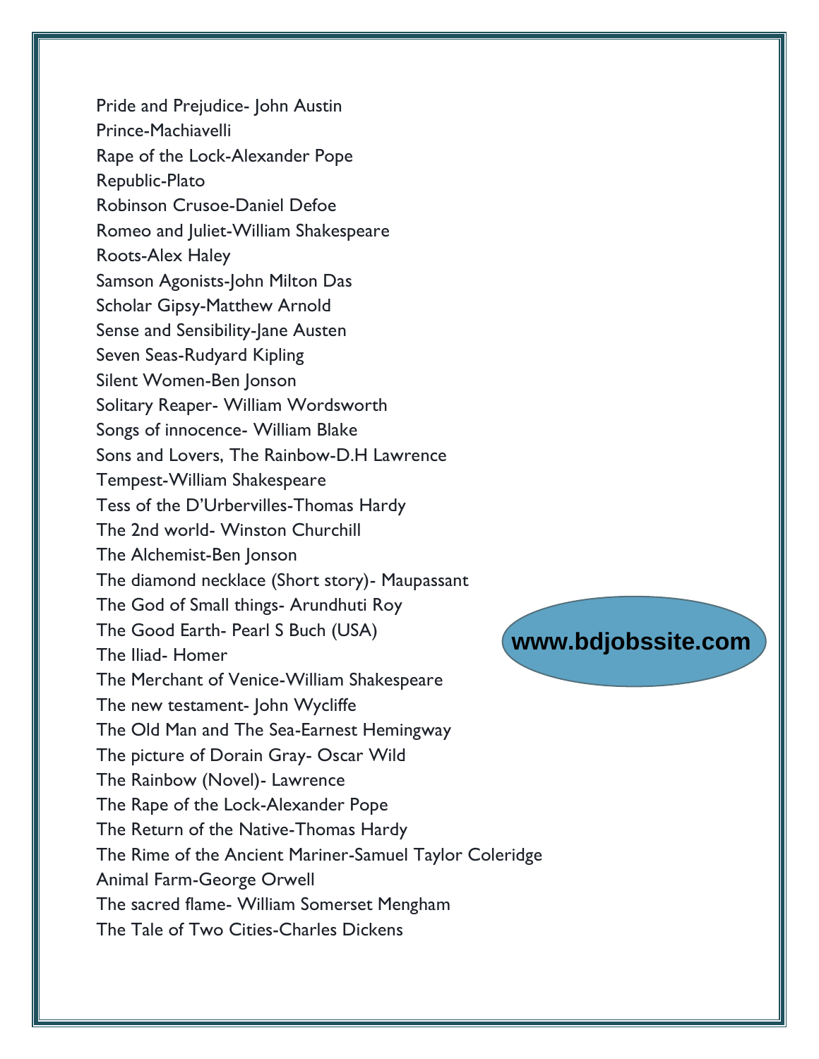Pride and Prejudice- John Austin
Prince-Machiavelli
Rape of the Lock-Alexander Pope
Republic-Plato
Robinson Crusoe-Daniel Defoe
Romeo and Juliet-William Shakespeare
Roots-Alex Haley
Samson Agonists-John Milton Das
Scholar Gipsy-Matthew Arnold
Sense and Sensibility-Jane Austen
Seven Seas-Rudyard Kipling
Silent Women-Ben Jonson
Solitary Reaper- William Wordsworth
Songs of innocence- William Blake
Sons and Lovers, The Rainbow-D.H Lawrence
Tempest-William Shakespeare
Tess of the D'Urbervilles-Thomas Hardy
The 2nd world- Winston Churchill
The Alchemist-Ben Jonson
The diamond necklace (Short story)- Maupassant
The God of Small things- Arundhuti Roy
The Good Earth- Pearl S Buch (USA)
The Iliad- Homer
The Merchant of Venice-William Shakespeare
The new testament- John Wycliffe
The Old Man and The Sea-Earnest Hemingway
The picture of Dorain Gray- Oscar Wild
The Rainbow (Novel)- Lawrence
The Rape of the Lock-Alexander Pope
The Return of the Native-Thomas Hardy
The Rime of the Ancient Mariner-Samuel Taylor Coleridge
Animal Farm-George Orwell
The sacred flame- William Somerset Mengham
The Tale of Two Cities-Charles Dickens

www.bdjobssite.com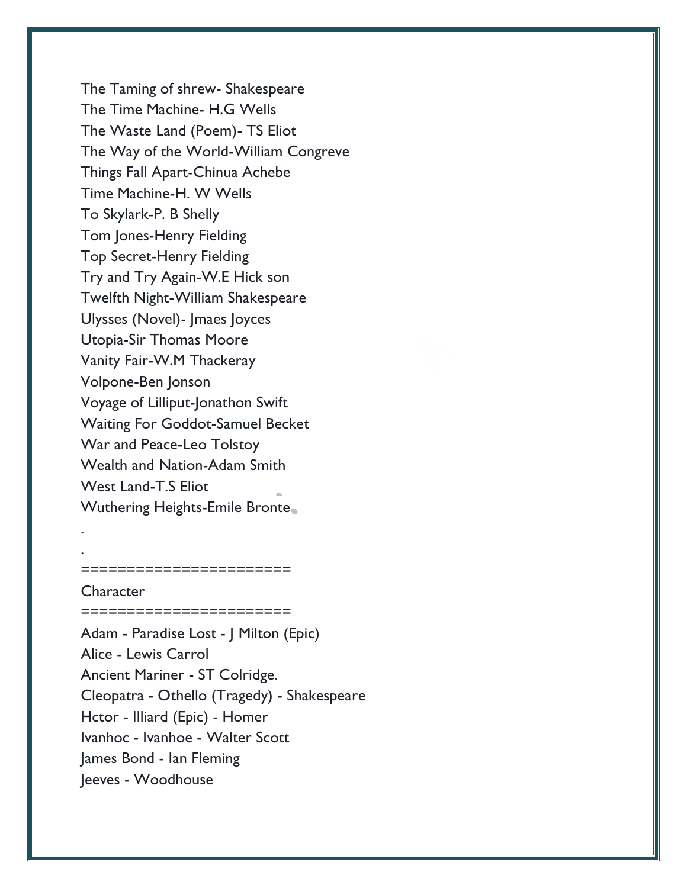The Taming of shrew- Shakespeare
The Time Machine- H.G Wells
The Waste Land (Poem)- TS Eliot
The Way of the World-William Congreve
Things Fall Apart-Chinua Achebe
Time Machine-H. W Wells
To Skylark-P. B Shelly
Tom Jones-Henry Fielding
Top Secret-Henry Fielding
Try and Try Again-W.E Hick son
Twelfth Night-William Shakespeare
Ulysses (Novel)- Jmaes Joyces
Utopia-Sir Thomas Moore
Vanity Fair-W.M Thackeray
Volpone-Ben Jonson
Voyage of Lilliput-Jonathon Swift
Waiting For Goddot-Samuel Becket
War and Peace-Leo Tolstoy
Wealth and Nation-Adam Smith
West Land-T.S Eliot
Wuthering Heights-Emile Bronte

.

.

=======================

Character

=======================

Adam - Paradise Lost - J Milton (Epic)
Alice - Lewis Carrol
Ancient Mariner - ST Colridge.
Cleopatra - Othello (Tragedy) - Shakespeare
Hctor - Illiard (Epic) - Homer
Ivanhoc - Ivanhoe - Walter Scott
James Bond - Ian Fleming
Jeeves - Woodhouse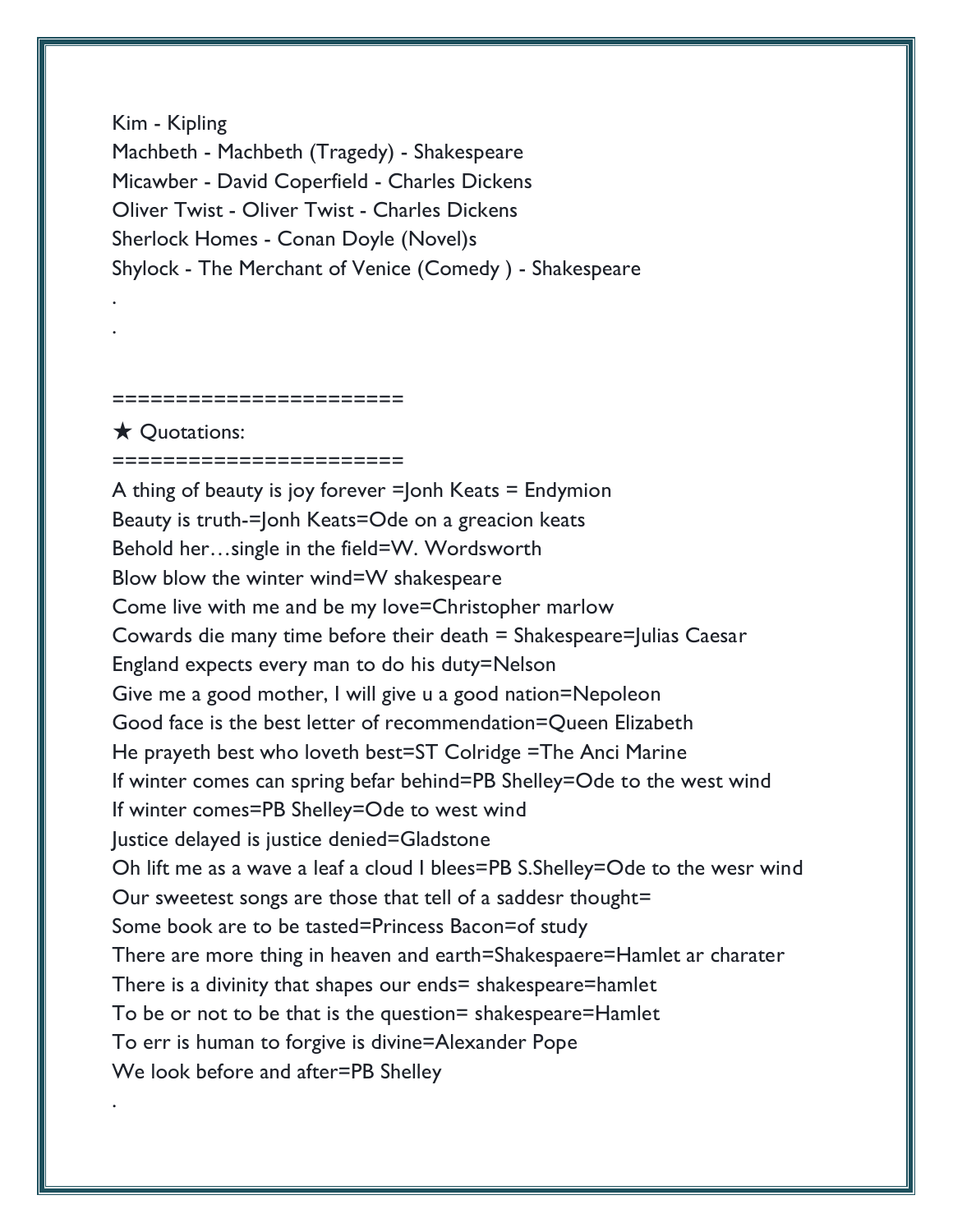Kim - Kipling
Machbeth - Machbeth (Tragedy) - Shakespeare
Micawber - David Coperfield - Charles Dickens
Oliver Twist - Oliver Twist - Charles Dickens
Sherlock Homes - Conan Doyle (Novel)s
Shylock - The Merchant of Venice (Comedy ) - Shakespeare
.
.

=======================
★ Quotations:
=======================
A thing of beauty is joy forever =Jonh Keats = Endymion
Beauty is truth-=Jonh Keats=Ode on a greacion keats
Behold her…single in the field=W. Wordsworth
Blow blow the winter wind=W shakespeare
Come live with me and be my love=Christopher marlow
Cowards die many time before their death = Shakespeare=Julias Caesar
England expects every man to do his duty=Nelson
Give me a good mother, I will give u a good nation=Nepoleon
Good face is the best letter of recommendation=Queen Elizabeth
He prayeth best who loveth best=ST Colridge =The Anci Marine
If winter comes can spring befar behind=PB Shelley=Ode to the west wind
If winter comes=PB Shelley=Ode to west wind
Justice delayed is justice denied=Gladstone
Oh lift me as a wave a leaf a cloud I blees=PB S.Shelley=Ode to the wesr wind
Our sweetest songs are those that tell of a saddesr thought=
Some book are to be tasted=Princess Bacon=of study
There are more thing in heaven and earth=Shakespaere=Hamlet ar charater
There is a divinity that shapes our ends= shakespeare=hamlet
To be or not to be that is the question= shakespeare=Hamlet
To err is human to forgive is divine=Alexander Pope
We look before and after=PB Shelley
.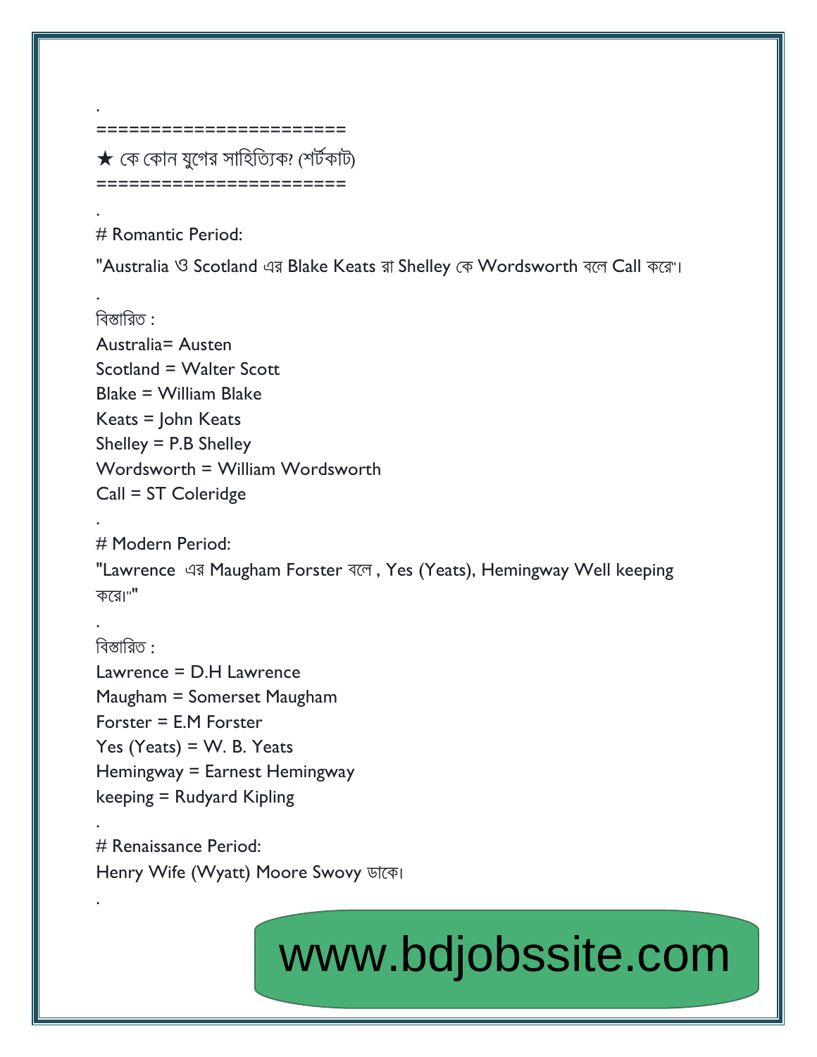.

=======================

★ কে কোন যুগের সাহিত্যিক? (শর্টকাট)

=======================

.

# Romantic Period:

"Australia ও Scotland এর Blake Keats রা Shelley কে Wordsworth বলে Call করে"।

.

বিস্তারিত :

Australia= Austen
Scotland = Walter Scott
Blake = William Blake
Keats = John Keats
Shelley = P.B Shelley
Wordsworth = William Wordsworth
Call = ST Coleridge

.

# Modern Period:

"Lawrence এর Maugham Forster বলে , Yes (Yeats), Hemingway Well keeping করে।""

.

বিস্তারিত :

Lawrence = D.H Lawrence
Maugham = Somerset Maugham
Forster = E.M Forster
Yes (Yeats) = W. B. Yeats
Hemingway = Earnest Hemingway
keeping = Rudyard Kipling

.

# Renaissance Period:

Henry Wife (Wyatt) Moore Swovy ডাকে।

.

www.bdjobssite.com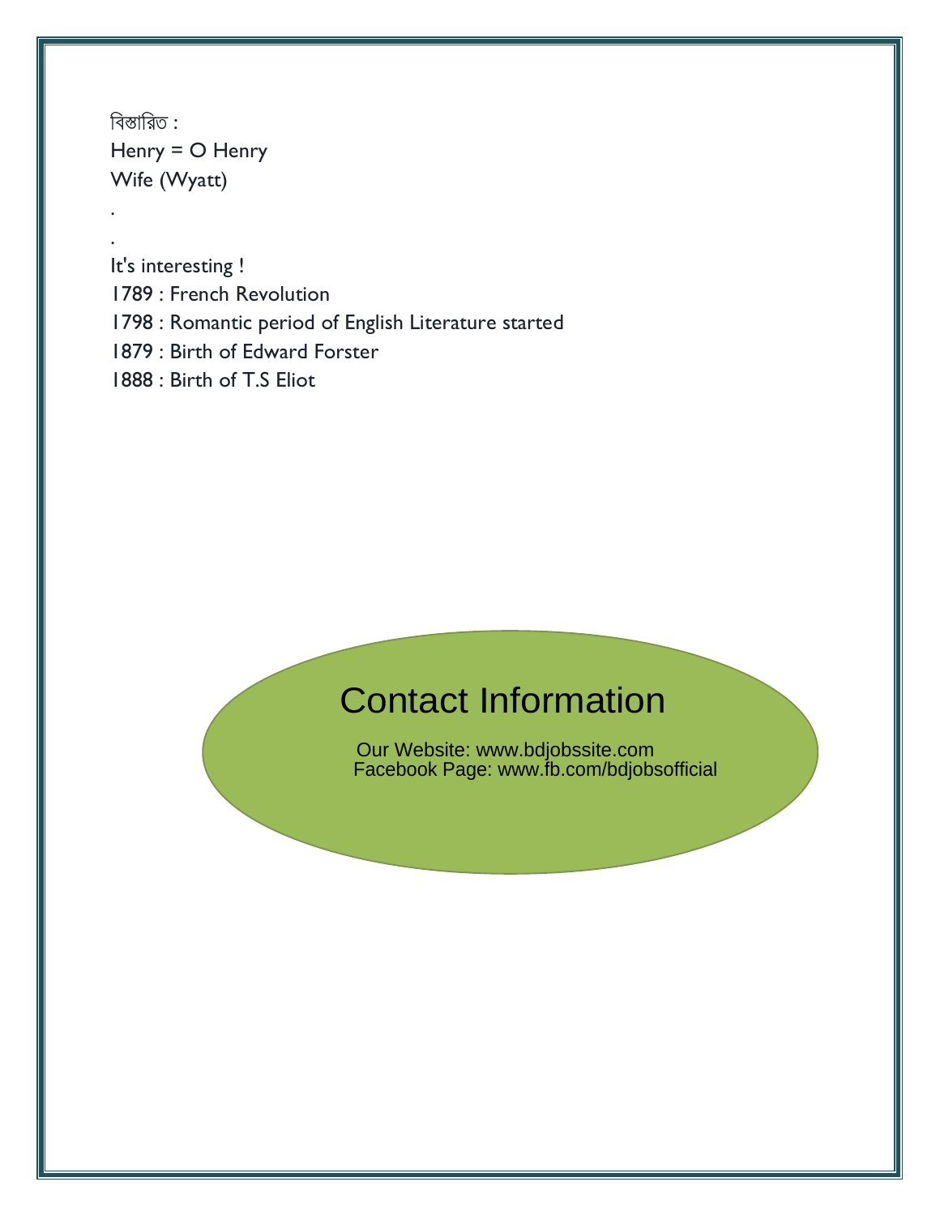বিস্তারিত :

Henry = O Henry

Wife (Wyatt)

.

.

It's interesting !

1789 : French Revolution

1798 : Romantic period of English Literature started

1879 : Birth of Edward Forster

1888 : Birth of T.S Eliot

## Contact Information

Our Website: www.bdjobssite.com

Facebook Page: www.fb.com/bdjobsofficial